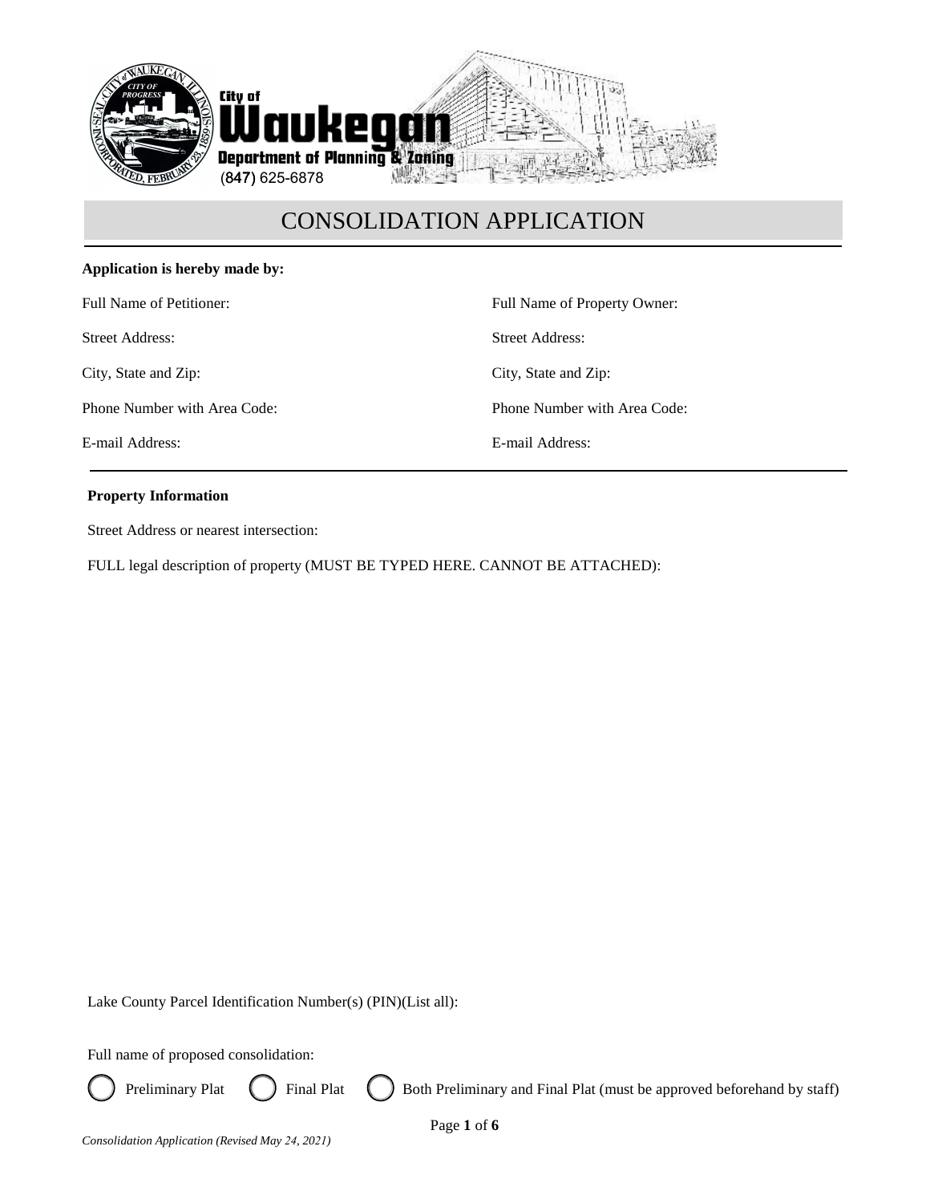City of Waukegan
Department of Planning & Zoning
(847) 625-6878

# CONSOLIDATION APPLICATION

**Application is hereby made by:**

| | |
|---|---|
| Full Name of Petitioner: | Full Name of Property Owner: |
| Street Address: | Street Address: |
| City, State and Zip: | City, State and Zip: |
| Phone Number with Area Code: | Phone Number with Area Code: |
| E-mail Address: | E-mail Address: |

**Property Information**

Street Address or nearest intersection:

FULL legal description of property (MUST BE TYPED HERE. CANNOT BE ATTACHED):

Lake County Parcel Identification Number(s) (PIN)(List all):

Full name of proposed consolidation:

- ◯ Preliminary Plat
- ◯ Final Plat
- ◯ Both Preliminary and Final Plat (must be approved beforehand by staff)

*Consolidation Application (Revised May 24, 2021)*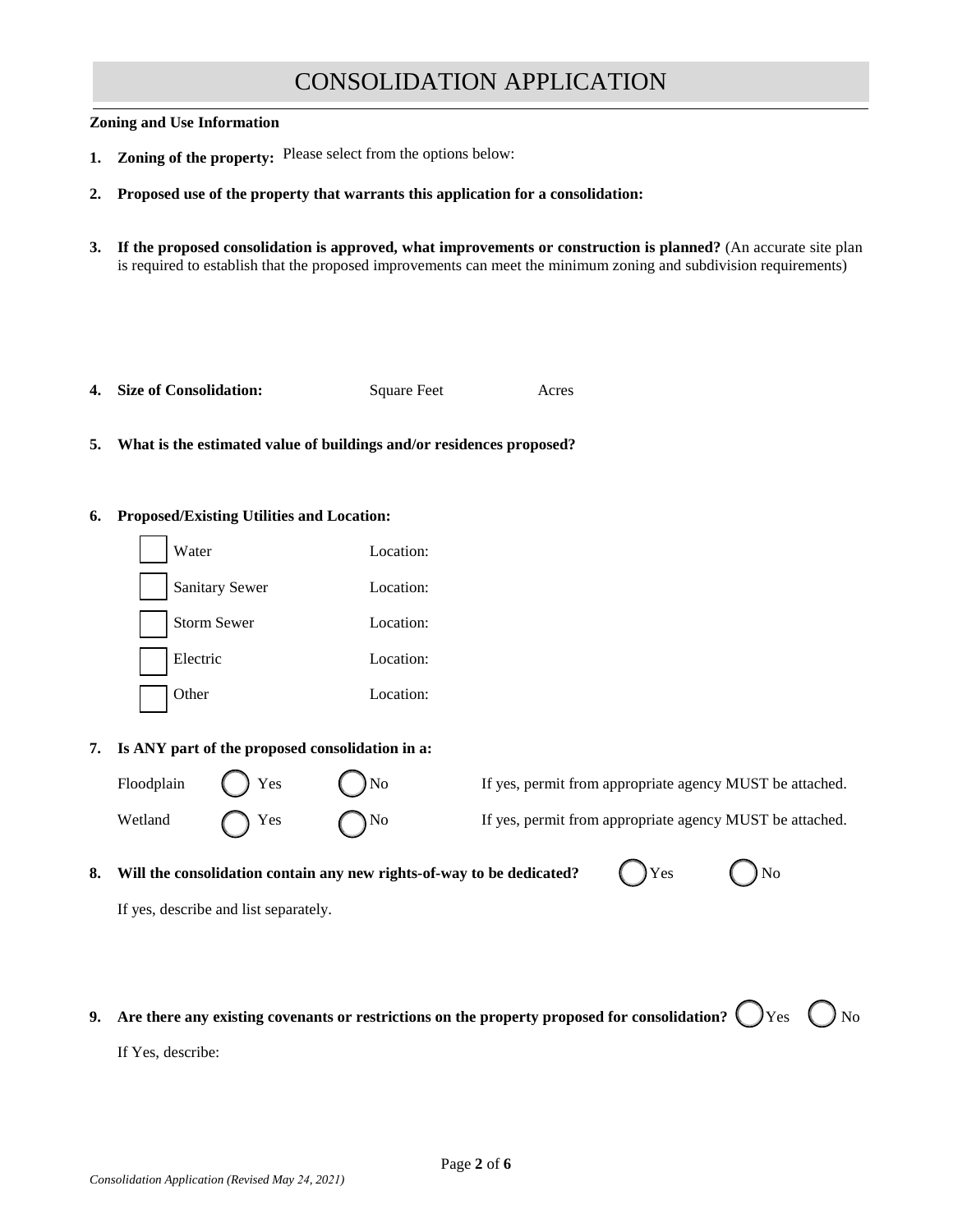# CONSOLIDATION APPLICATION

**Zoning and Use Information**

1. **Zoning of the property:** Please select from the options below:

2. **Proposed use of the property that warrants this application for a consolidation:**

3. **If the proposed consolidation is approved, what improvements or construction is planned?** (An accurate site plan is required to establish that the proposed improvements can meet the minimum zoning and subdivision requirements)

4. **Size of Consolidation:** Square Feet Acres

5. **What is the estimated value of buildings and/or residences proposed?**

6. **Proposed/Existing Utilities and Location:**

   - ☐ Water Location:
   - ☐ Sanitary Sewer Location:
   - ☐ Storm Sewer Location:
   - ☐ Electric Location:
   - ☐ Other Location:

7. **Is ANY part of the proposed consolidation in a:**

   Floodplain ◯ Yes ◯ No If yes, permit from appropriate agency MUST be attached.

   Wetland ◯ Yes ◯ No If yes, permit from appropriate agency MUST be attached.

8. **Will the consolidation contain any new rights-of-way to be dedicated?** ◯ Yes ◯ No

   If yes, describe and list separately.

9. **Are there any existing covenants or restrictions on the property proposed for consolidation?** ◯ Yes ◯ No

   If Yes, describe:

*Consolidation Application (Revised May 24, 2021)*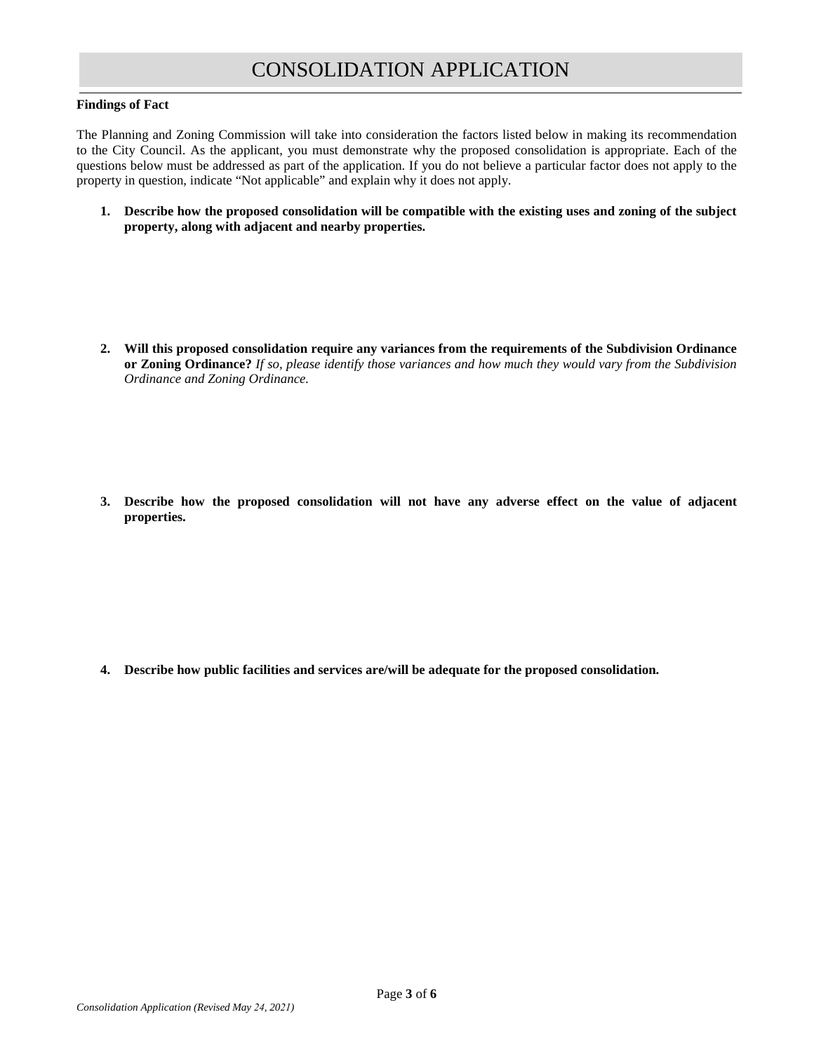# CONSOLIDATION APPLICATION

**Findings of Fact**

The Planning and Zoning Commission will take into consideration the factors listed below in making its recommendation to the City Council. As the applicant, you must demonstrate why the proposed consolidation is appropriate. Each of the questions below must be addressed as part of the application. If you do not believe a particular factor does not apply to the property in question, indicate "Not applicable" and explain why it does not apply.

1. **Describe how the proposed consolidation will be compatible with the existing uses and zoning of the subject property, along with adjacent and nearby properties.**

2. **Will this proposed consolidation require any variances from the requirements of the Subdivision Ordinance or Zoning Ordinance?** *If so, please identify those variances and how much they would vary from the Subdivision Ordinance and Zoning Ordinance.*

3. **Describe how the proposed consolidation will not have any adverse effect on the value of adjacent properties.**

4. **Describe how public facilities and services are/will be adequate for the proposed consolidation.**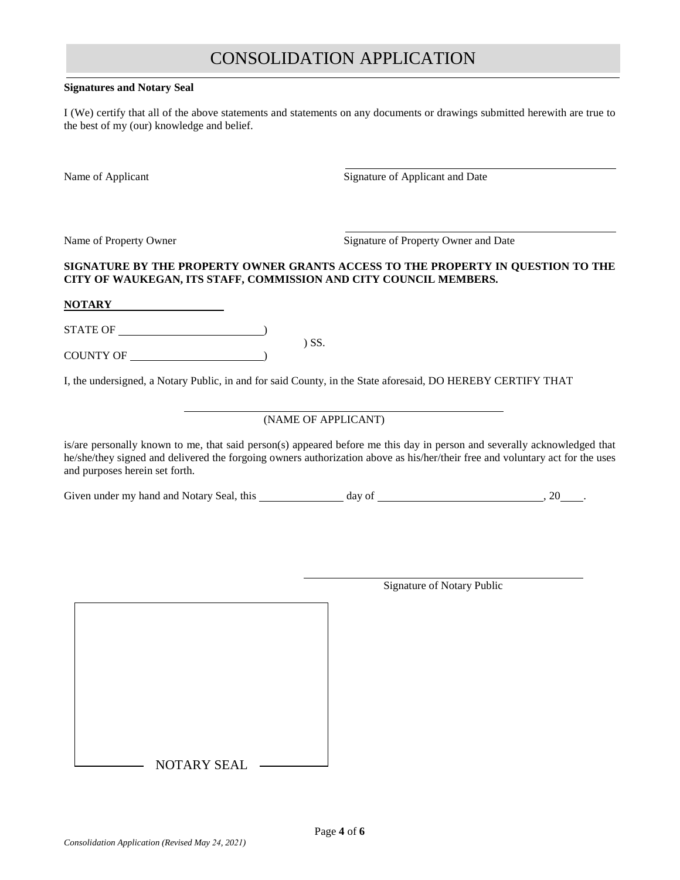# CONSOLIDATION APPLICATION

**Signatures and Notary Seal**

I (We) certify that all of the above statements and statements on any documents or drawings submitted herewith are true to the best of my (our) knowledge and belief.

Name of Applicant ______________________ Signature of Applicant and Date

Name of Property Owner ______________________ Signature of Property Owner and Date

**SIGNATURE BY THE PROPERTY OWNER GRANTS ACCESS TO THE PROPERTY IN QUESTION TO THE CITY OF WAUKEGAN, ITS STAFF, COMMISSION AND CITY COUNCIL MEMBERS.**

**NOTARY**

STATE OF ______________________)
) SS.
COUNTY OF ______________________)

I, the undersigned, a Notary Public, in and for said County, in the State aforesaid, DO HEREBY CERTIFY THAT

______________________________________
(NAME OF APPLICANT)

is/are personally known to me, that said person(s) appeared before me this day in person and severally acknowledged that he/she/they signed and delivered the forgoing owners authorization above as his/her/their free and voluntary act for the uses and purposes herein set forth.

Given under my hand and Notary Seal, this ______________ day of ____________________________, 20____.

______________________________________
Signature of Notary Public

NOTARY SEAL

*Consolidation Application (Revised May 24, 2021)*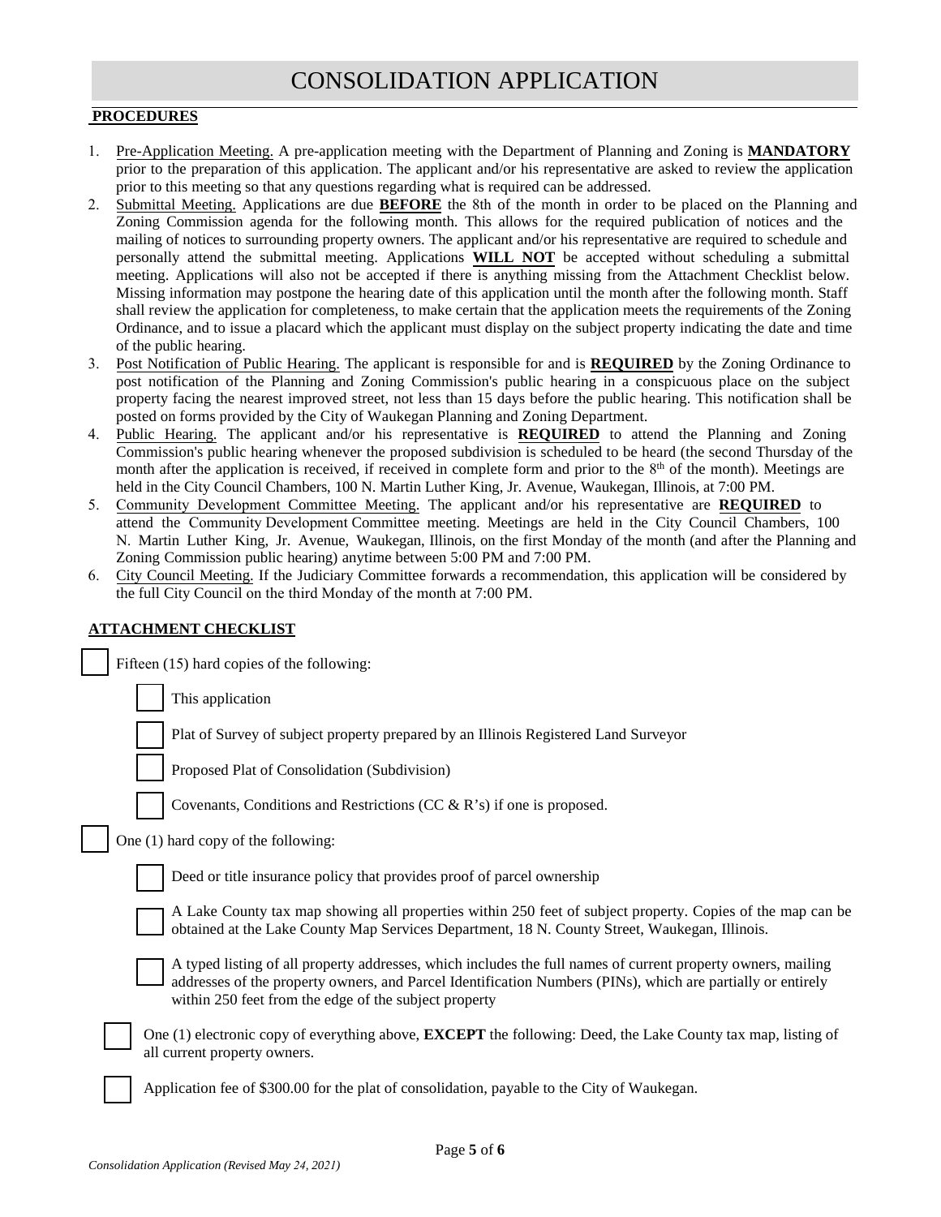# CONSOLIDATION APPLICATION

**PROCEDURES**

1. Pre-Application Meeting. A pre-application meeting with the Department of Planning and Zoning is **MANDATORY** prior to the preparation of this application. The applicant and/or his representative are asked to review the application prior to this meeting so that any questions regarding what is required can be addressed.
2. Submittal Meeting. Applications are due **BEFORE** the 8th of the month in order to be placed on the Planning and Zoning Commission agenda for the following month. This allows for the required publication of notices and the mailing of notices to surrounding property owners. The applicant and/or his representative are required to schedule and personally attend the submittal meeting. Applications **WILL NOT** be accepted without scheduling a submittal meeting. Applications will also not be accepted if there is anything missing from the Attachment Checklist below. Missing information may postpone the hearing date of this application until the month after the following month. Staff shall review the application for completeness, to make certain that the application meets the requirements of the Zoning Ordinance, and to issue a placard which the applicant must display on the subject property indicating the date and time of the public hearing.
3. Post Notification of Public Hearing. The applicant is responsible for and is **REQUIRED** by the Zoning Ordinance to post notification of the Planning and Zoning Commission's public hearing in a conspicuous place on the subject property facing the nearest improved street, not less than 15 days before the public hearing. This notification shall be posted on forms provided by the City of Waukegan Planning and Zoning Department.
4. Public Hearing. The applicant and/or his representative is **REQUIRED** to attend the Planning and Zoning Commission's public hearing whenever the proposed subdivision is scheduled to be heard (the second Thursday of the month after the application is received, if received in complete form and prior to the 8th of the month). Meetings are held in the City Council Chambers, 100 N. Martin Luther King, Jr. Avenue, Waukegan, Illinois, at 7:00 PM.
5. Community Development Committee Meeting. The applicant and/or his representative are **REQUIRED** to attend the Community Development Committee meeting. Meetings are held in the City Council Chambers, 100 N. Martin Luther King, Jr. Avenue, Waukegan, Illinois, on the first Monday of the month (and after the Planning and Zoning Commission public hearing) anytime between 5:00 PM and 7:00 PM.
6. City Council Meeting. If the Judiciary Committee forwards a recommendation, this application will be considered by the full City Council on the third Monday of the month at 7:00 PM.

**ATTACHMENT CHECKLIST**

- ☐ Fifteen (15) hard copies of the following:
  - ☐ This application
  - ☐ Plat of Survey of subject property prepared by an Illinois Registered Land Surveyor
  - ☐ Proposed Plat of Consolidation (Subdivision)
  - ☐ Covenants, Conditions and Restrictions (CC & R's) if one is proposed.
- ☐ One (1) hard copy of the following:
  - ☐ Deed or title insurance policy that provides proof of parcel ownership
  - ☐ A Lake County tax map showing all properties within 250 feet of subject property. Copies of the map can be obtained at the Lake County Map Services Department, 18 N. County Street, Waukegan, Illinois.
  - ☐ A typed listing of all property addresses, which includes the full names of current property owners, mailing addresses of the property owners, and Parcel Identification Numbers (PINs), which are partially or entirely within 250 feet from the edge of the subject property
- ☐ One (1) electronic copy of everything above, **EXCEPT** the following: Deed, the Lake County tax map, listing of all current property owners.
- ☐ Application fee of $300.00 for the plat of consolidation, payable to the City of Waukegan.

*Consolidation Application (Revised May 24, 2021)*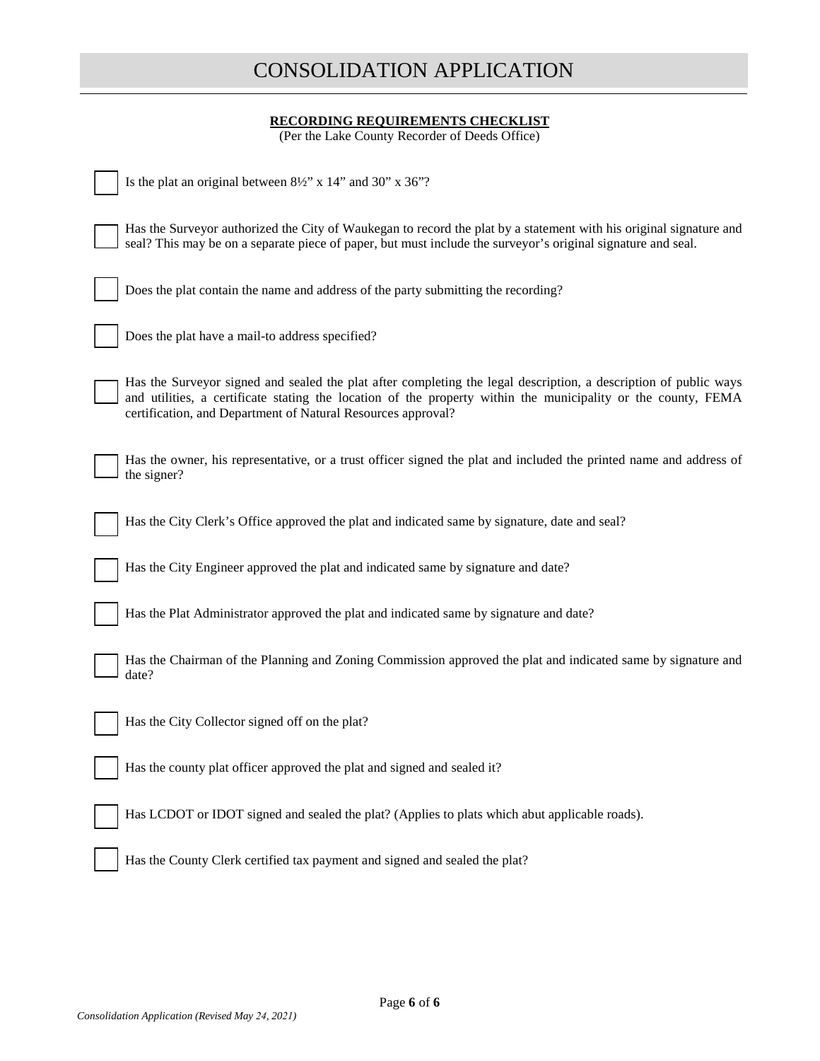# CONSOLIDATION APPLICATION

**RECORDING REQUIREMENTS CHECKLIST**

(Per the Lake County Recorder of Deeds Office)

- [ ] Is the plat an original between 8½" x 14" and 30" x 36"?

- [ ] Has the Surveyor authorized the City of Waukegan to record the plat by a statement with his original signature and seal? This may be on a separate piece of paper, but must include the surveyor's original signature and seal.

- [ ] Does the plat contain the name and address of the party submitting the recording?

- [ ] Does the plat have a mail-to address specified?

- [ ] Has the Surveyor signed and sealed the plat after completing the legal description, a description of public ways and utilities, a certificate stating the location of the property within the municipality or the county, FEMA certification, and Department of Natural Resources approval?

- [ ] Has the owner, his representative, or a trust officer signed the plat and included the printed name and address of the signer?

- [ ] Has the City Clerk's Office approved the plat and indicated same by signature, date and seal?

- [ ] Has the City Engineer approved the plat and indicated same by signature and date?

- [ ] Has the Plat Administrator approved the plat and indicated same by signature and date?

- [ ] Has the Chairman of the Planning and Zoning Commission approved the plat and indicated same by signature and date?

- [ ] Has the City Collector signed off on the plat?

- [ ] Has the county plat officer approved the plat and signed and sealed it?

- [ ] Has LCDOT or IDOT signed and sealed the plat? (Applies to plats which abut applicable roads).

- [ ] Has the County Clerk certified tax payment and signed and sealed the plat?